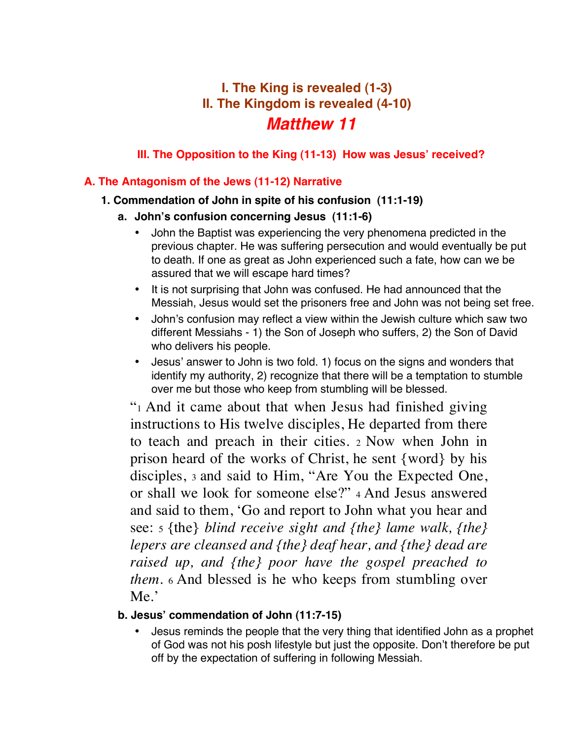## I. The King is revealed (1-3)
## II. The Kingdom is revealed (4-10)
# *Matthew 11*

### III. The Opposition to the King (11-13) How was Jesus' received?

### A. The Antagonism of the Jews (11-12) Narrative

#### 1. Commendation of John in spite of his confusion (11:1-19)

##### a. John's confusion concerning Jesus (11:1-6)

- John the Baptist was experiencing the very phenomena predicted in the previous chapter. He was suffering persecution and would eventually be put to death. If one as great as John experienced such a fate, how can we be assured that we will escape hard times?
- It is not surprising that John was confused. He had announced that the Messiah, Jesus would set the prisoners free and John was not being set free.
- John's confusion may reflect a view within the Jewish culture which saw two different Messiahs - 1) the Son of Joseph who suffers, 2) the Son of David who delivers his people.
- Jesus' answer to John is two fold. 1) focus on the signs and wonders that identify my authority, 2) recognize that there will be a temptation to stumble over me but those who keep from stumbling will be blessed.

"1 And it came about that when Jesus had finished giving instructions to His twelve disciples, He departed from there to teach and preach in their cities. 2 Now when John in prison heard of the works of Christ, he sent {word} by his disciples, 3 and said to Him, "Are You the Expected One, or shall we look for someone else?" 4 And Jesus answered and said to them, 'Go and report to John what you hear and see: 5 {the} *blind receive sight and {the} lame walk, {the} lepers are cleansed and {the} deaf hear, and {the} dead are raised up, and {the} poor have the gospel preached to them*. 6 And blessed is he who keeps from stumbling over Me.'

##### b. Jesus' commendation of John (11:7-15)

- Jesus reminds the people that the very thing that identified John as a prophet of God was not his posh lifestyle but just the opposite. Don't therefore be put off by the expectation of suffering in following Messiah.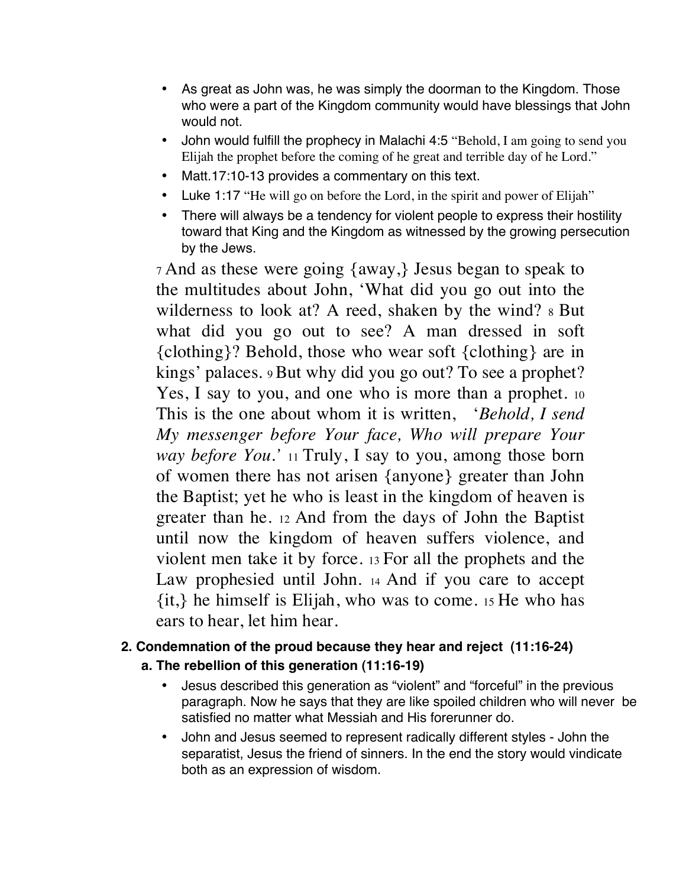- As great as John was, he was simply the doorman to the Kingdom. Those who were a part of the Kingdom community would have blessings that John would not.
- John would fulfill the prophecy in Malachi 4:5 "Behold, I am going to send you Elijah the prophet before the coming of he great and terrible day of he Lord."
- Matt.17:10-13 provides a commentary on this text.
- Luke 1:17 "He will go on before the Lord, in the spirit and power of Elijah"
- There will always be a tendency for violent people to express their hostility toward that King and the Kingdom as witnessed by the growing persecution by the Jews.

7 And as these were going {away,} Jesus began to speak to the multitudes about John, 'What did you go out into the wilderness to look at? A reed, shaken by the wind? 8 But what did you go out to see? A man dressed in soft {clothing}? Behold, those who wear soft {clothing} are in kings' palaces. 9 But why did you go out? To see a prophet? Yes, I say to you, and one who is more than a prophet. 10 This is the one about whom it is written, '*Behold, I send My messenger before Your face, Who will prepare Your way before You.*' 11 Truly, I say to you, among those born of women there has not arisen {anyone} greater than John the Baptist; yet he who is least in the kingdom of heaven is greater than he. 12 And from the days of John the Baptist until now the kingdom of heaven suffers violence, and violent men take it by force. 13 For all the prophets and the Law prophesied until John. 14 And if you care to accept {it,} he himself is Elijah, who was to come. 15 He who has ears to hear, let him hear.

### 2. Condemnation of the proud because they hear and reject (11:16-24)

#### a. The rebellion of this generation (11:16-19)

- Jesus described this generation as "violent" and "forceful" in the previous paragraph. Now he says that they are like spoiled children who will never be satisfied no matter what Messiah and His forerunner do.
- John and Jesus seemed to represent radically different styles - John the separatist, Jesus the friend of sinners. In the end the story would vindicate both as an expression of wisdom.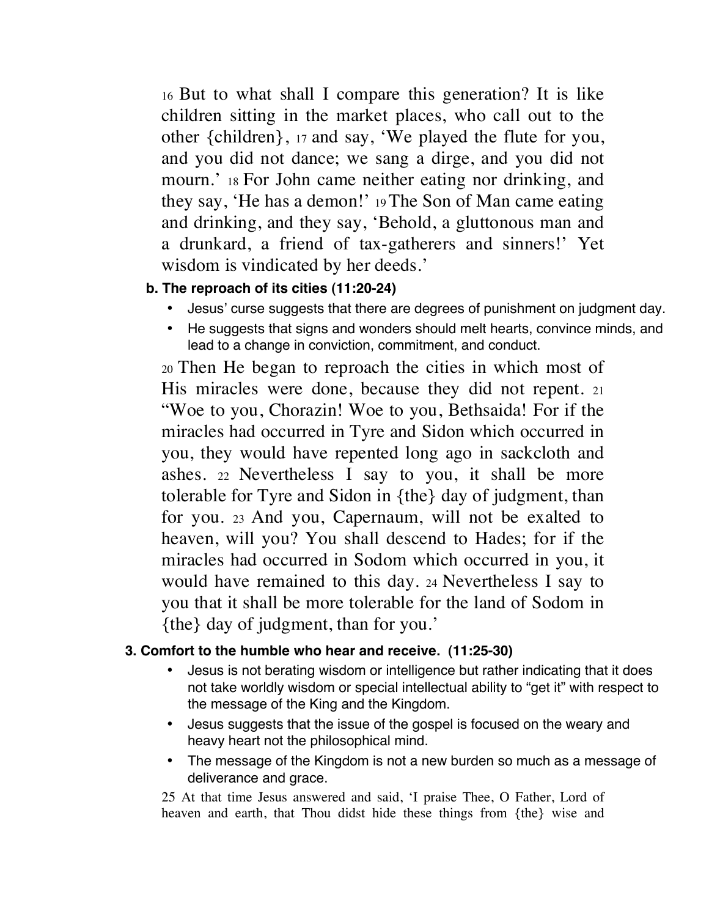16 But to what shall I compare this generation? It is like children sitting in the market places, who call out to the other {children}, 17 and say, 'We played the flute for you, and you did not dance; we sang a dirge, and you did not mourn.' 18 For John came neither eating nor drinking, and they say, 'He has a demon!' 19 The Son of Man came eating and drinking, and they say, 'Behold, a gluttonous man and a drunkard, a friend of tax-gatherers and sinners!' Yet wisdom is vindicated by her deeds.'

**b. The reproach of its cities (11:20-24)**

- Jesus' curse suggests that there are degrees of punishment on judgment day.
- He suggests that signs and wonders should melt hearts, convince minds, and lead to a change in conviction, commitment, and conduct.

20 Then He began to reproach the cities in which most of His miracles were done, because they did not repent. 21 "Woe to you, Chorazin! Woe to you, Bethsaida! For if the miracles had occurred in Tyre and Sidon which occurred in you, they would have repented long ago in sackcloth and ashes. 22 Nevertheless I say to you, it shall be more tolerable for Tyre and Sidon in {the} day of judgment, than for you. 23 And you, Capernaum, will not be exalted to heaven, will you? You shall descend to Hades; for if the miracles had occurred in Sodom which occurred in you, it would have remained to this day. 24 Nevertheless I say to you that it shall be more tolerable for the land of Sodom in {the} day of judgment, than for you.'

**3. Comfort to the humble who hear and receive. (11:25-30)**

- Jesus is not berating wisdom or intelligence but rather indicating that it does not take worldly wisdom or special intellectual ability to "get it" with respect to the message of the King and the Kingdom.
- Jesus suggests that the issue of the gospel is focused on the weary and heavy heart not the philosophical mind.
- The message of the Kingdom is not a new burden so much as a message of deliverance and grace.

25 At that time Jesus answered and said, 'I praise Thee, O Father, Lord of heaven and earth, that Thou didst hide these things from {the} wise and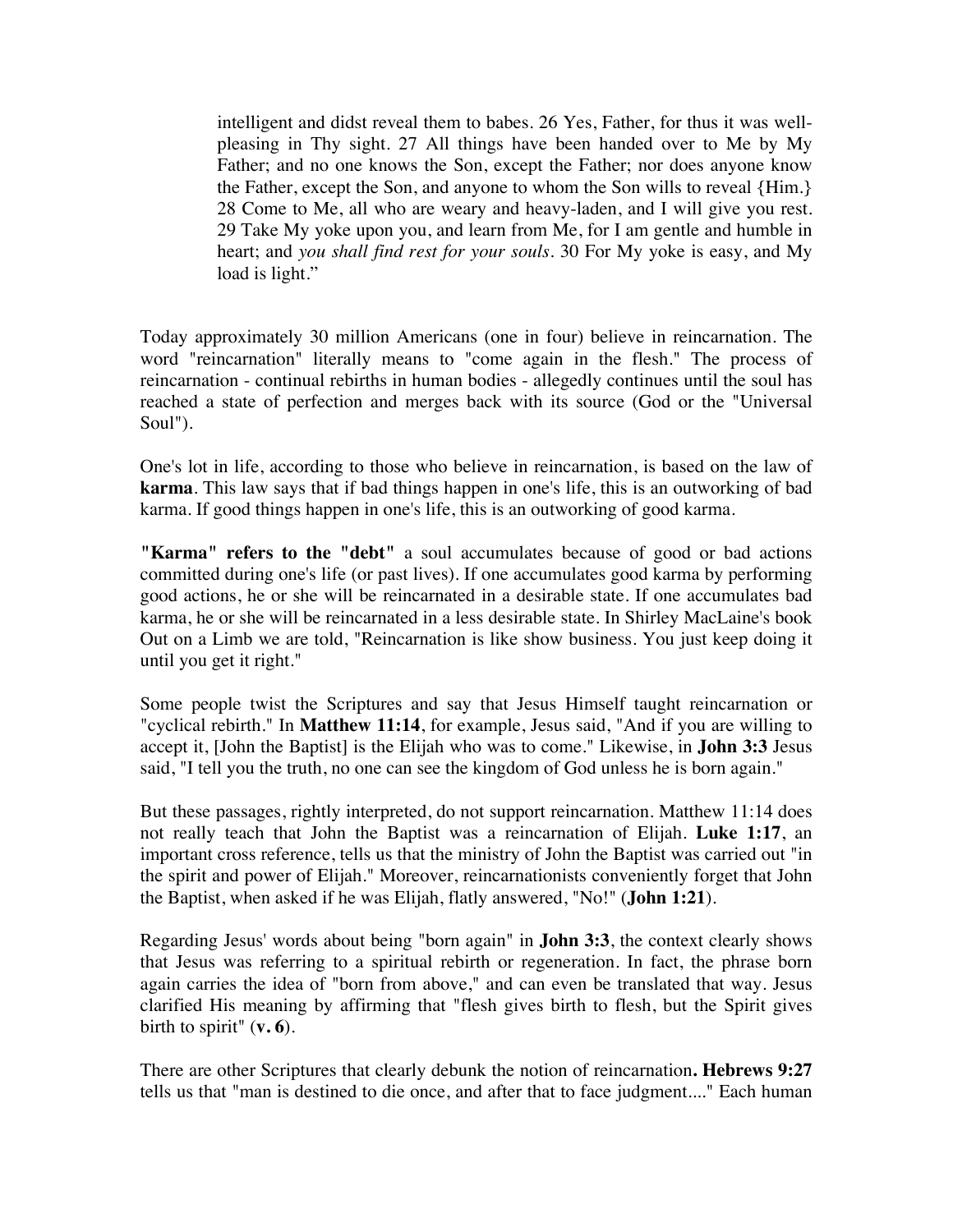> intelligent and didst reveal them to babes. 26 Yes, Father, for thus it was well-pleasing in Thy sight. 27 All things have been handed over to Me by My Father; and no one knows the Son, except the Father; nor does anyone know the Father, except the Son, and anyone to whom the Son wills to reveal {Him.} 28 Come to Me, all who are weary and heavy-laden, and I will give you rest. 29 Take My yoke upon you, and learn from Me, for I am gentle and humble in heart; and *you shall find rest for your souls*. 30 For My yoke is easy, and My load is light."

Today approximately 30 million Americans (one in four) believe in reincarnation. The word "reincarnation" literally means to "come again in the flesh." The process of reincarnation - continual rebirths in human bodies - allegedly continues until the soul has reached a state of perfection and merges back with its source (God or the "Universal Soul").

One's lot in life, according to those who believe in reincarnation, is based on the law of **karma**. This law says that if bad things happen in one's life, this is an outworking of bad karma. If good things happen in one's life, this is an outworking of good karma.

**"Karma" refers to the "debt"** a soul accumulates because of good or bad actions committed during one's life (or past lives). If one accumulates good karma by performing good actions, he or she will be reincarnated in a desirable state. If one accumulates bad karma, he or she will be reincarnated in a less desirable state. In Shirley MacLaine's book Out on a Limb we are told, "Reincarnation is like show business. You just keep doing it until you get it right."

Some people twist the Scriptures and say that Jesus Himself taught reincarnation or "cyclical rebirth." In **Matthew 11:14**, for example, Jesus said, "And if you are willing to accept it, [John the Baptist] is the Elijah who was to come." Likewise, in **John 3:3** Jesus said, "I tell you the truth, no one can see the kingdom of God unless he is born again."

But these passages, rightly interpreted, do not support reincarnation. Matthew 11:14 does not really teach that John the Baptist was a reincarnation of Elijah. **Luke 1:17**, an important cross reference, tells us that the ministry of John the Baptist was carried out "in the spirit and power of Elijah." Moreover, reincarnationists conveniently forget that John the Baptist, when asked if he was Elijah, flatly answered, "No!" (**John 1:21**).

Regarding Jesus' words about being "born again" in **John 3:3**, the context clearly shows that Jesus was referring to a spiritual rebirth or regeneration. In fact, the phrase born again carries the idea of "born from above," and can even be translated that way. Jesus clarified His meaning by affirming that "flesh gives birth to flesh, but the Spirit gives birth to spirit" (**v. 6**).

There are other Scriptures that clearly debunk the notion of reincarnation**. Hebrews 9:27** tells us that "man is destined to die once, and after that to face judgment...." Each human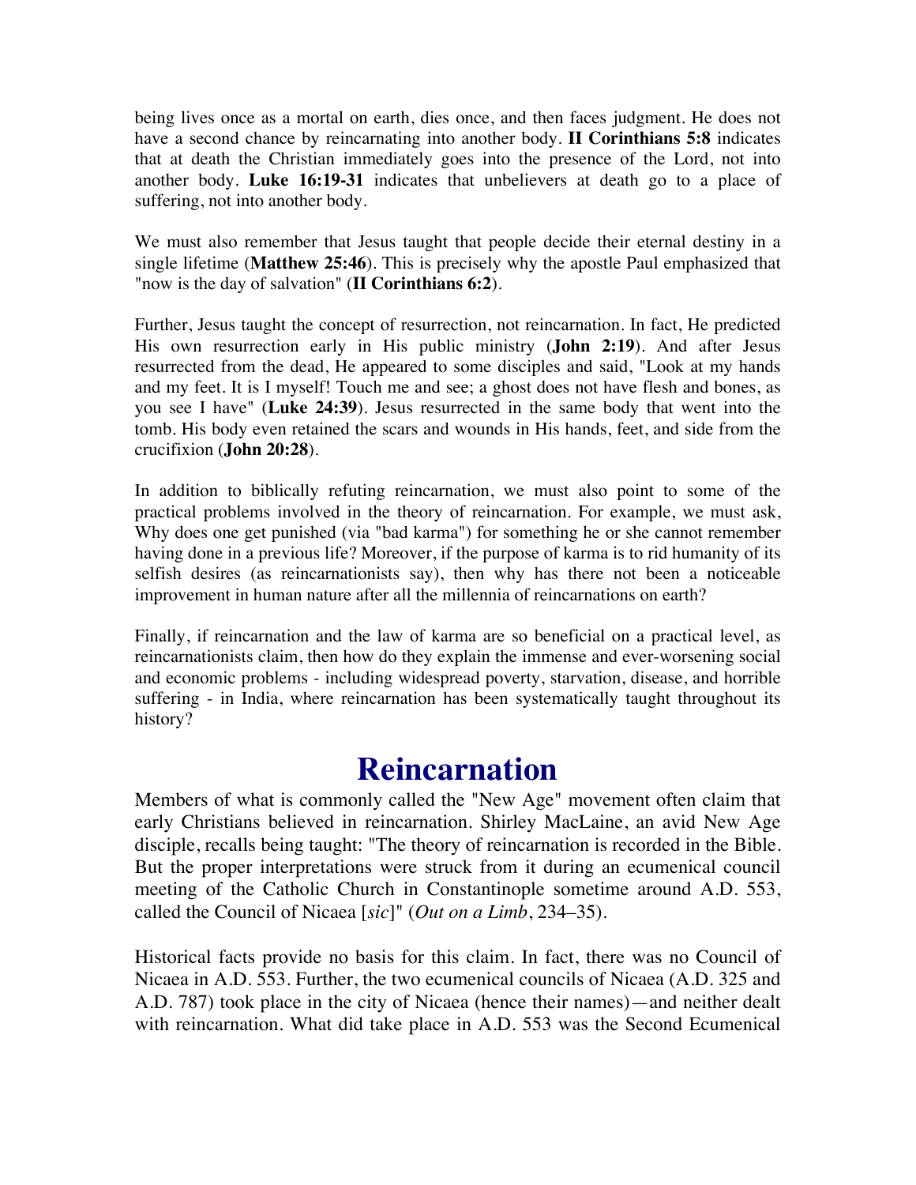being lives once as a mortal on earth, dies once, and then faces judgment. He does not have a second chance by reincarnating into another body. **II Corinthians 5:8** indicates that at death the Christian immediately goes into the presence of the Lord, not into another body. **Luke 16:19-31** indicates that unbelievers at death go to a place of suffering, not into another body.

We must also remember that Jesus taught that people decide their eternal destiny in a single lifetime (**Matthew 25:46**). This is precisely why the apostle Paul emphasized that "now is the day of salvation" (**II Corinthians 6:2**).

Further, Jesus taught the concept of resurrection, not reincarnation. In fact, He predicted His own resurrection early in His public ministry (**John 2:19**). And after Jesus resurrected from the dead, He appeared to some disciples and said, "Look at my hands and my feet. It is I myself! Touch me and see; a ghost does not have flesh and bones, as you see I have" (**Luke 24:39**). Jesus resurrected in the same body that went into the tomb. His body even retained the scars and wounds in His hands, feet, and side from the crucifixion (**John 20:28**).

In addition to biblically refuting reincarnation, we must also point to some of the practical problems involved in the theory of reincarnation. For example, we must ask, Why does one get punished (via "bad karma") for something he or she cannot remember having done in a previous life? Moreover, if the purpose of karma is to rid humanity of its selfish desires (as reincarnationists say), then why has there not been a noticeable improvement in human nature after all the millennia of reincarnations on earth?

Finally, if reincarnation and the law of karma are so beneficial on a practical level, as reincarnationists claim, then how do they explain the immense and ever-worsening social and economic problems - including widespread poverty, starvation, disease, and horrible suffering - in India, where reincarnation has been systematically taught throughout its history?

# Reincarnation

Members of what is commonly called the "New Age" movement often claim that early Christians believed in reincarnation. Shirley MacLaine, an avid New Age disciple, recalls being taught: "The theory of reincarnation is recorded in the Bible. But the proper interpretations were struck from it during an ecumenical council meeting of the Catholic Church in Constantinople sometime around A.D. 553, called the Council of Nicaea [*sic*]" (*Out on a Limb*, 234–35).

Historical facts provide no basis for this claim. In fact, there was no Council of Nicaea in A.D. 553. Further, the two ecumenical councils of Nicaea (A.D. 325 and A.D. 787) took place in the city of Nicaea (hence their names)—and neither dealt with reincarnation. What did take place in A.D. 553 was the Second Ecumenical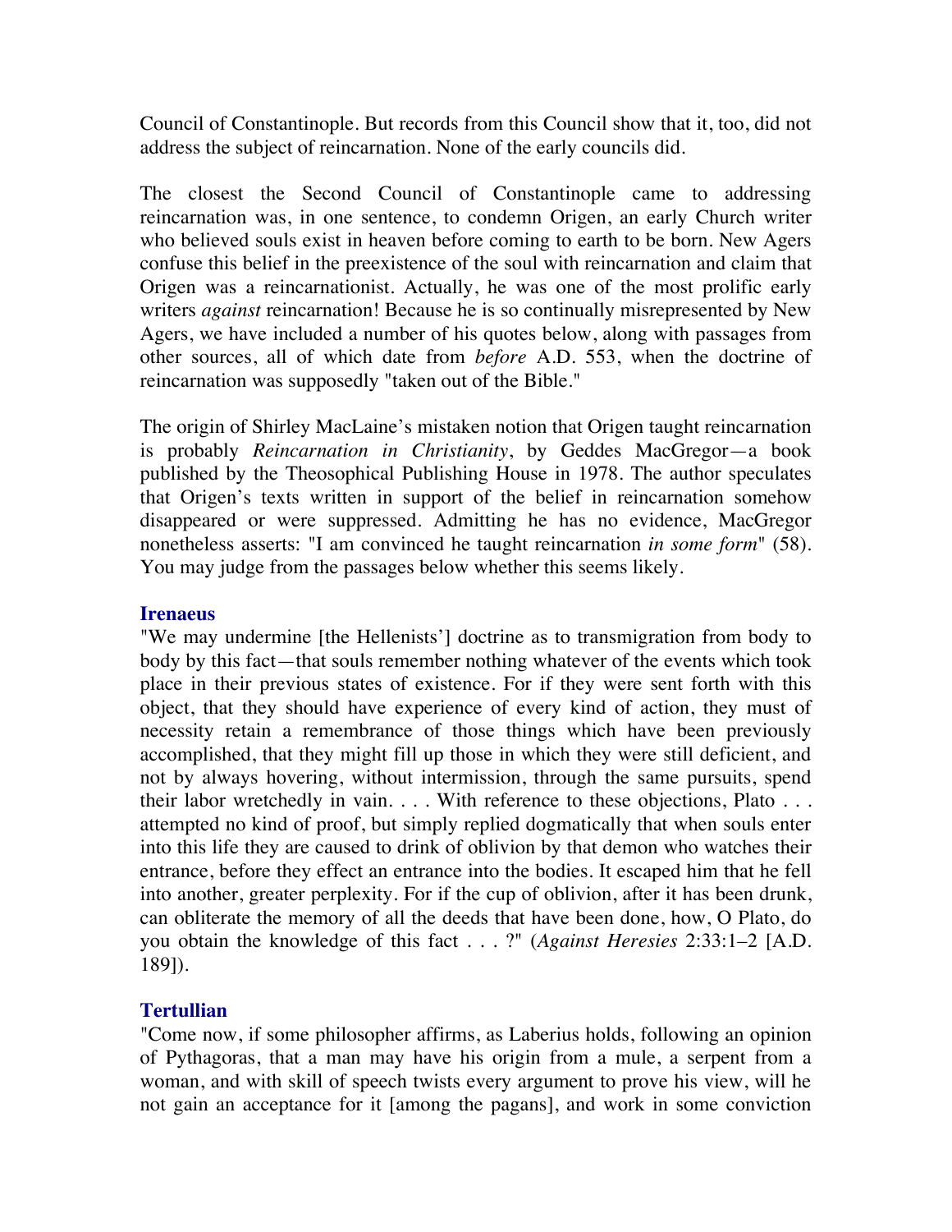Council of Constantinople. But records from this Council show that it, too, did not address the subject of reincarnation. None of the early councils did.

The closest the Second Council of Constantinople came to addressing reincarnation was, in one sentence, to condemn Origen, an early Church writer who believed souls exist in heaven before coming to earth to be born. New Agers confuse this belief in the preexistence of the soul with reincarnation and claim that Origen was a reincarnationist. Actually, he was one of the most prolific early writers *against* reincarnation! Because he is so continually misrepresented by New Agers, we have included a number of his quotes below, along with passages from other sources, all of which date from *before* A.D. 553, when the doctrine of reincarnation was supposedly "taken out of the Bible."

The origin of Shirley MacLaine's mistaken notion that Origen taught reincarnation is probably *Reincarnation in Christianity*, by Geddes MacGregor—a book published by the Theosophical Publishing House in 1978. The author speculates that Origen's texts written in support of the belief in reincarnation somehow disappeared or were suppressed. Admitting he has no evidence, MacGregor nonetheless asserts: "I am convinced he taught reincarnation *in some form*" (58). You may judge from the passages below whether this seems likely.

### Irenaeus

"We may undermine [the Hellenists'] doctrine as to transmigration from body to body by this fact—that souls remember nothing whatever of the events which took place in their previous states of existence. For if they were sent forth with this object, that they should have experience of every kind of action, they must of necessity retain a remembrance of those things which have been previously accomplished, that they might fill up those in which they were still deficient, and not by always hovering, without intermission, through the same pursuits, spend their labor wretchedly in vain. . . . With reference to these objections, Plato . . . attempted no kind of proof, but simply replied dogmatically that when souls enter into this life they are caused to drink of oblivion by that demon who watches their entrance, before they effect an entrance into the bodies. It escaped him that he fell into another, greater perplexity. For if the cup of oblivion, after it has been drunk, can obliterate the memory of all the deeds that have been done, how, O Plato, do you obtain the knowledge of this fact . . . ?" (*Against Heresies* 2:33:1–2 [A.D. 189]).

### Tertullian

"Come now, if some philosopher affirms, as Laberius holds, following an opinion of Pythagoras, that a man may have his origin from a mule, a serpent from a woman, and with skill of speech twists every argument to prove his view, will he not gain an acceptance for it [among the pagans], and work in some conviction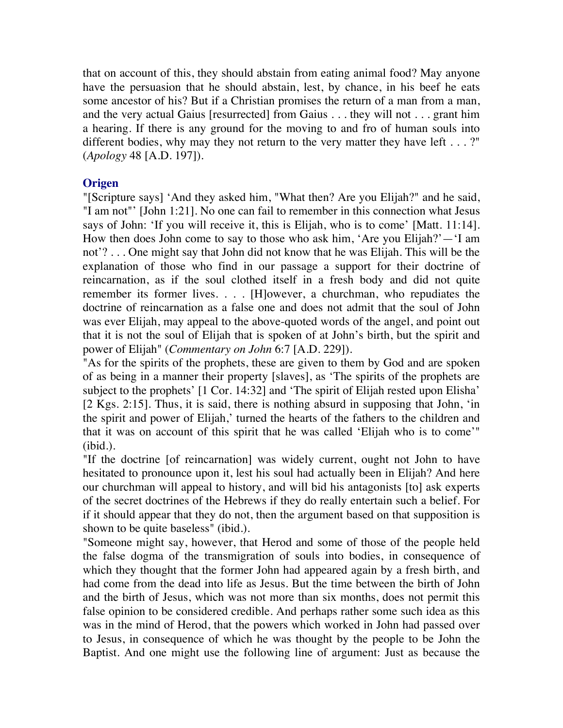that on account of this, they should abstain from eating animal food? May anyone have the persuasion that he should abstain, lest, by chance, in his beef he eats some ancestor of his? But if a Christian promises the return of a man from a man, and the very actual Gaius [resurrected] from Gaius . . . they will not . . . grant him a hearing. If there is any ground for the moving to and fro of human souls into different bodies, why may they not return to the very matter they have left . . . ?" (*Apology* 48 [A.D. 197]).

### Origen

"[Scripture says] 'And they asked him, "What then? Are you Elijah?" and he said, "I am not"' [John 1:21]. No one can fail to remember in this connection what Jesus says of John: 'If you will receive it, this is Elijah, who is to come' [Matt. 11:14]. How then does John come to say to those who ask him, 'Are you Elijah?'—'I am not'? . . . One might say that John did not know that he was Elijah. This will be the explanation of those who find in our passage a support for their doctrine of reincarnation, as if the soul clothed itself in a fresh body and did not quite remember its former lives. . . . [H]owever, a churchman, who repudiates the doctrine of reincarnation as a false one and does not admit that the soul of John was ever Elijah, may appeal to the above-quoted words of the angel, and point out that it is not the soul of Elijah that is spoken of at John's birth, but the spirit and power of Elijah" (*Commentary on John* 6:7 [A.D. 229]).

"As for the spirits of the prophets, these are given to them by God and are spoken of as being in a manner their property [slaves], as 'The spirits of the prophets are subject to the prophets' [1 Cor. 14:32] and 'The spirit of Elijah rested upon Elisha' [2 Kgs. 2:15]. Thus, it is said, there is nothing absurd in supposing that John, 'in the spirit and power of Elijah,' turned the hearts of the fathers to the children and that it was on account of this spirit that he was called 'Elijah who is to come'" (ibid.).

"If the doctrine [of reincarnation] was widely current, ought not John to have hesitated to pronounce upon it, lest his soul had actually been in Elijah? And here our churchman will appeal to history, and will bid his antagonists [to] ask experts of the secret doctrines of the Hebrews if they do really entertain such a belief. For if it should appear that they do not, then the argument based on that supposition is shown to be quite baseless" (ibid.).

"Someone might say, however, that Herod and some of those of the people held the false dogma of the transmigration of souls into bodies, in consequence of which they thought that the former John had appeared again by a fresh birth, and had come from the dead into life as Jesus. But the time between the birth of John and the birth of Jesus, which was not more than six months, does not permit this false opinion to be considered credible. And perhaps rather some such idea as this was in the mind of Herod, that the powers which worked in John had passed over to Jesus, in consequence of which he was thought by the people to be John the Baptist. And one might use the following line of argument: Just as because the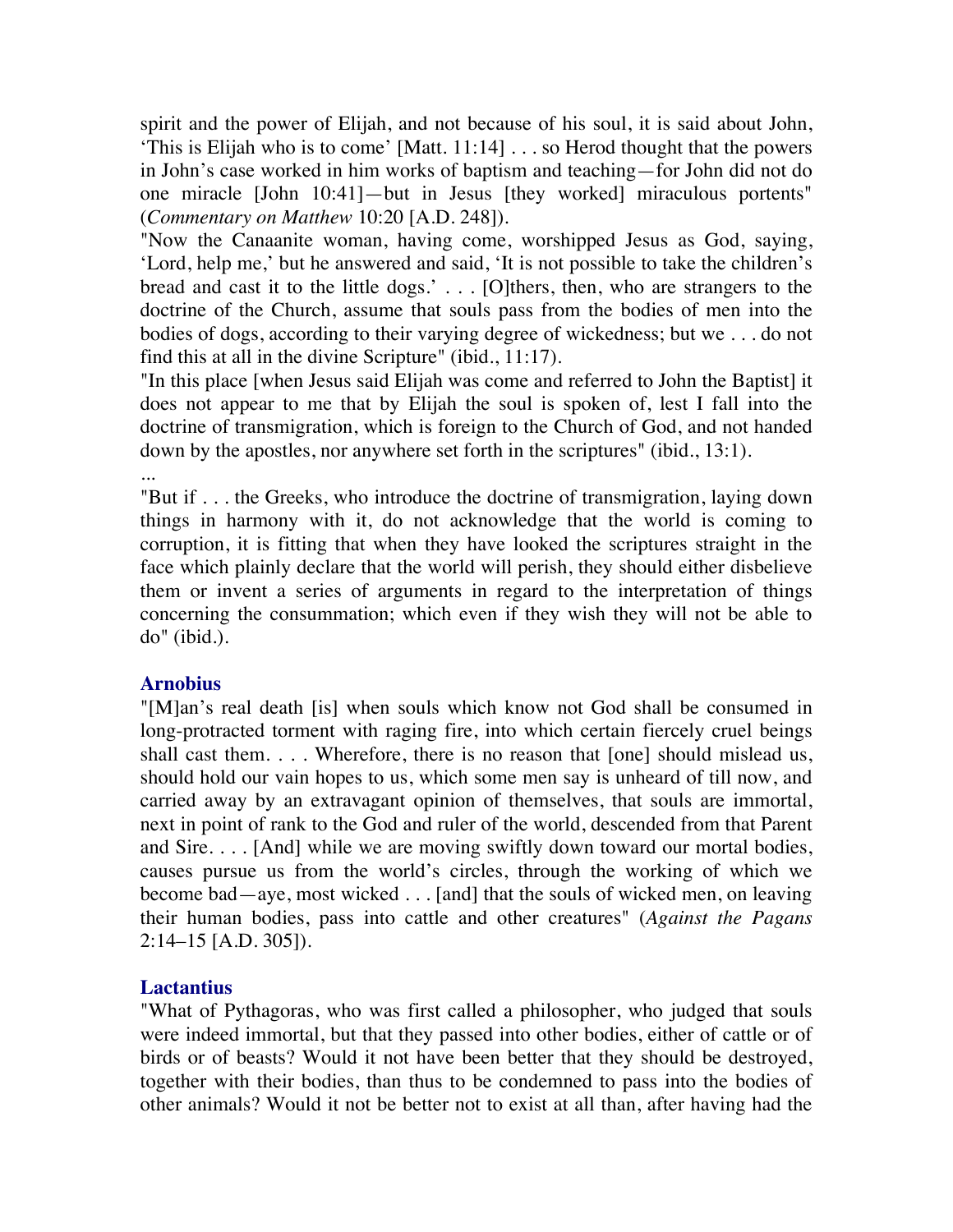spirit and the power of Elijah, and not because of his soul, it is said about John, 'This is Elijah who is to come' [Matt. 11:14] . . . so Herod thought that the powers in John's case worked in him works of baptism and teaching—for John did not do one miracle [John 10:41]—but in Jesus [they worked] miraculous portents" (*Commentary on Matthew* 10:20 [A.D. 248]).

"Now the Canaanite woman, having come, worshipped Jesus as God, saying, 'Lord, help me,' but he answered and said, 'It is not possible to take the children's bread and cast it to the little dogs.' . . . [O]thers, then, who are strangers to the doctrine of the Church, assume that souls pass from the bodies of men into the bodies of dogs, according to their varying degree of wickedness; but we . . . do not find this at all in the divine Scripture" (ibid., 11:17).

"In this place [when Jesus said Elijah was come and referred to John the Baptist] it does not appear to me that by Elijah the soul is spoken of, lest I fall into the doctrine of transmigration, which is foreign to the Church of God, and not handed down by the apostles, nor anywhere set forth in the scriptures" (ibid., 13:1).

...

"But if . . . the Greeks, who introduce the doctrine of transmigration, laying down things in harmony with it, do not acknowledge that the world is coming to corruption, it is fitting that when they have looked the scriptures straight in the face which plainly declare that the world will perish, they should either disbelieve them or invent a series of arguments in regard to the interpretation of things concerning the consummation; which even if they wish they will not be able to do" (ibid.).

### Arnobius

"[M]an's real death [is] when souls which know not God shall be consumed in long-protracted torment with raging fire, into which certain fiercely cruel beings shall cast them. . . . Wherefore, there is no reason that [one] should mislead us, should hold our vain hopes to us, which some men say is unheard of till now, and carried away by an extravagant opinion of themselves, that souls are immortal, next in point of rank to the God and ruler of the world, descended from that Parent and Sire. . . . [And] while we are moving swiftly down toward our mortal bodies, causes pursue us from the world's circles, through the working of which we become bad—aye, most wicked . . . [and] that the souls of wicked men, on leaving their human bodies, pass into cattle and other creatures" (*Against the Pagans* 2:14–15 [A.D. 305]).

### Lactantius

"What of Pythagoras, who was first called a philosopher, who judged that souls were indeed immortal, but that they passed into other bodies, either of cattle or of birds or of beasts? Would it not have been better that they should be destroyed, together with their bodies, than thus to be condemned to pass into the bodies of other animals? Would it not be better not to exist at all than, after having had the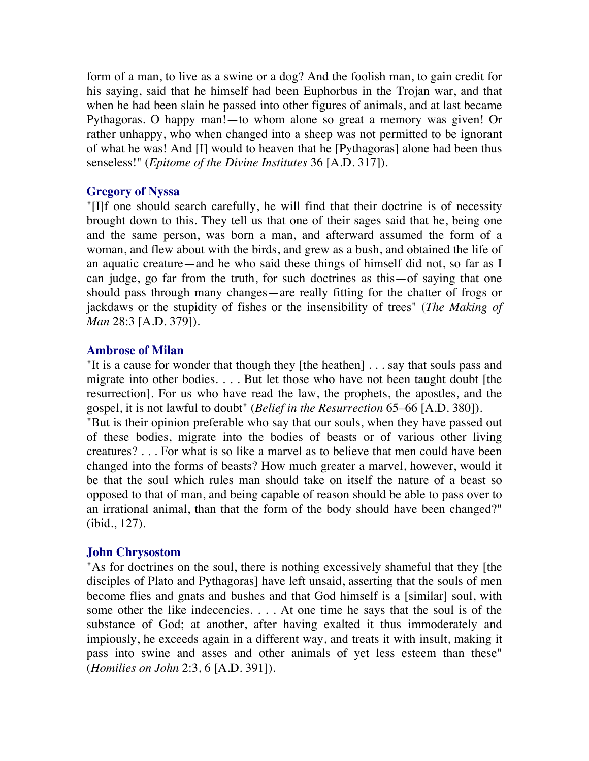form of a man, to live as a swine or a dog? And the foolish man, to gain credit for his saying, said that he himself had been Euphorbus in the Trojan war, and that when he had been slain he passed into other figures of animals, and at last became Pythagoras. O happy man!—to whom alone so great a memory was given! Or rather unhappy, who when changed into a sheep was not permitted to be ignorant of what he was! And [I] would to heaven that he [Pythagoras] alone had been thus senseless!" (*Epitome of the Divine Institutes* 36 [A.D. 317]).

### Gregory of Nyssa

"[I]f one should search carefully, he will find that their doctrine is of necessity brought down to this. They tell us that one of their sages said that he, being one and the same person, was born a man, and afterward assumed the form of a woman, and flew about with the birds, and grew as a bush, and obtained the life of an aquatic creature—and he who said these things of himself did not, so far as I can judge, go far from the truth, for such doctrines as this—of saying that one should pass through many changes—are really fitting for the chatter of frogs or jackdaws or the stupidity of fishes or the insensibility of trees" (*The Making of Man* 28:3 [A.D. 379]).

### Ambrose of Milan

"It is a cause for wonder that though they [the heathen] . . . say that souls pass and migrate into other bodies. . . . But let those who have not been taught doubt [the resurrection]. For us who have read the law, the prophets, the apostles, and the gospel, it is not lawful to doubt" (*Belief in the Resurrection* 65–66 [A.D. 380]).

"But is their opinion preferable who say that our souls, when they have passed out of these bodies, migrate into the bodies of beasts or of various other living creatures? . . . For what is so like a marvel as to believe that men could have been changed into the forms of beasts? How much greater a marvel, however, would it be that the soul which rules man should take on itself the nature of a beast so opposed to that of man, and being capable of reason should be able to pass over to an irrational animal, than that the form of the body should have been changed?" (ibid., 127).

### John Chrysostom

"As for doctrines on the soul, there is nothing excessively shameful that they [the disciples of Plato and Pythagoras] have left unsaid, asserting that the souls of men become flies and gnats and bushes and that God himself is a [similar] soul, with some other the like indecencies. . . . At one time he says that the soul is of the substance of God; at another, after having exalted it thus immoderately and impiously, he exceeds again in a different way, and treats it with insult, making it pass into swine and asses and other animals of yet less esteem than these" (*Homilies on John* 2:3, 6 [A.D. 391]).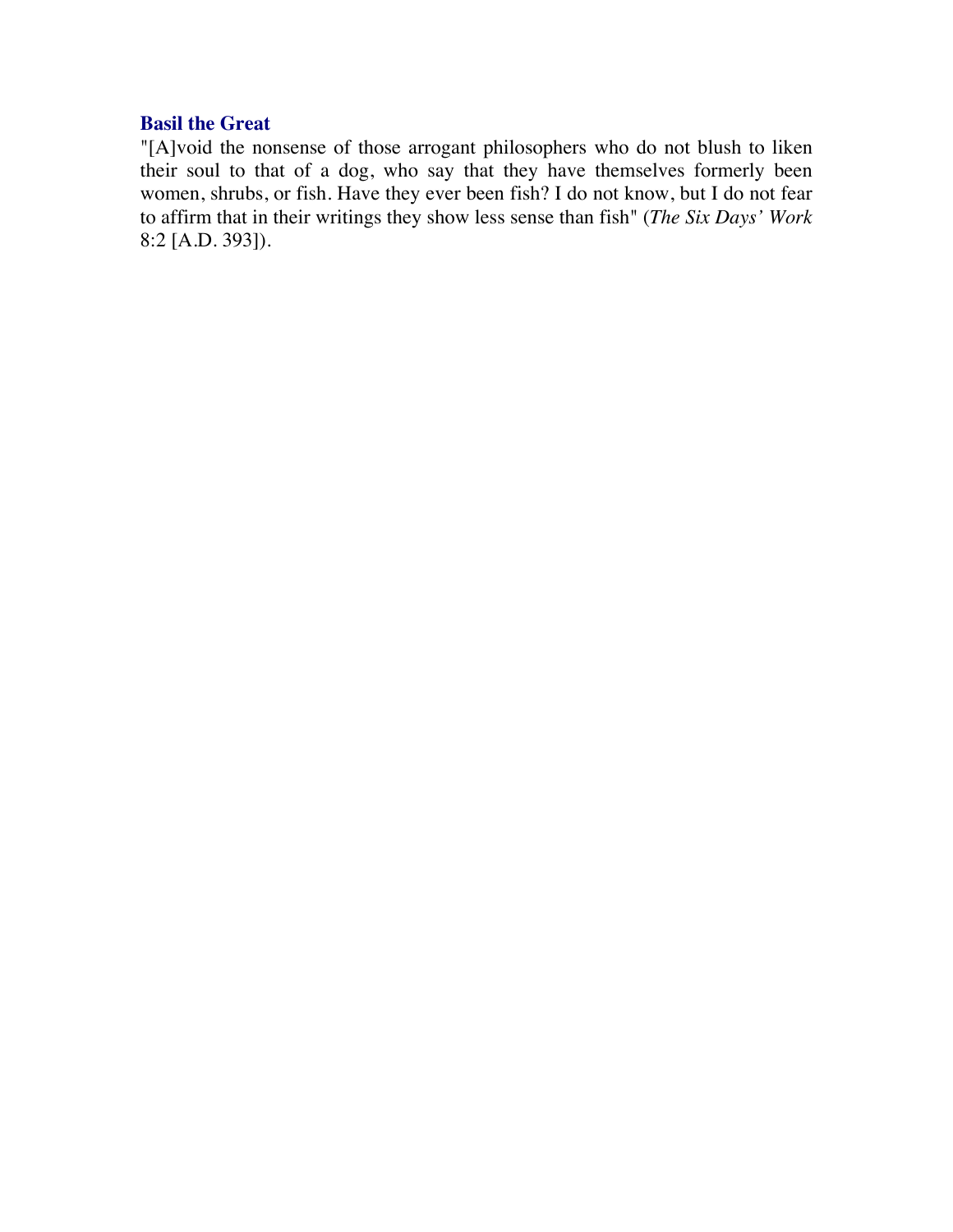### Basil the Great

"[A]void the nonsense of those arrogant philosophers who do not blush to liken their soul to that of a dog, who say that they have themselves formerly been women, shrubs, or fish. Have they ever been fish? I do not know, but I do not fear to affirm that in their writings they show less sense than fish" (*The Six Days' Work* 8:2 [A.D. 393]).